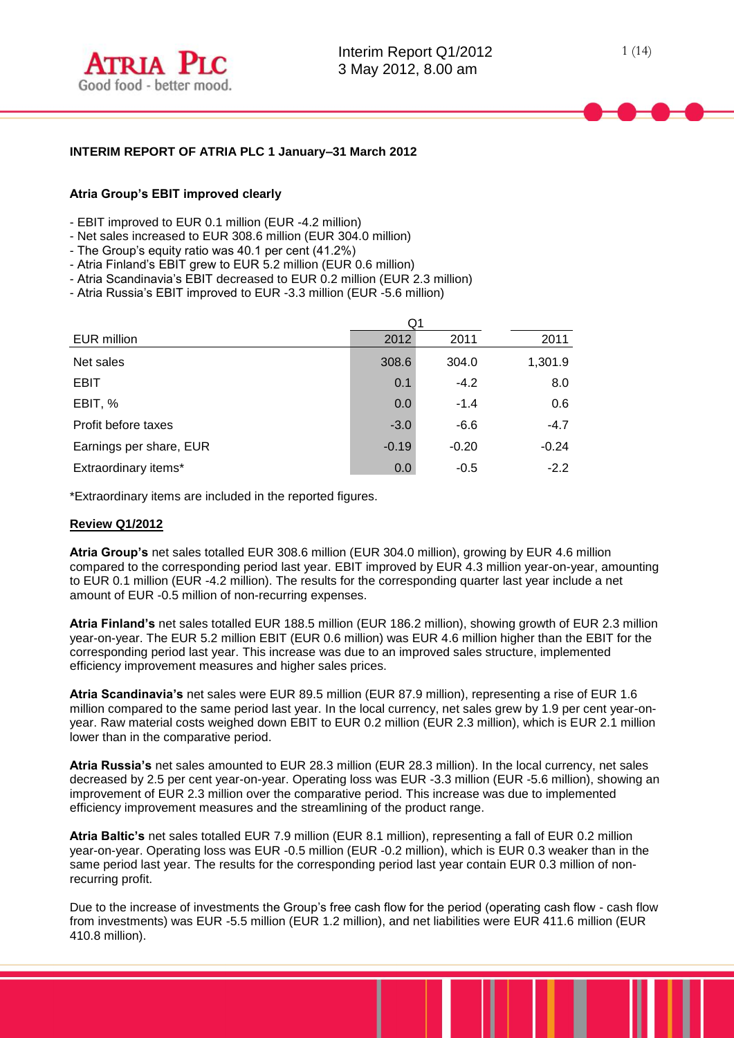**INTERIM REPORT OF ATRIA PLC 1 January–31 March 2012**

**Atria Group's EBIT improved clearly**

- EBIT improved to EUR 0.1 million (EUR -4.2 million)
- Net sales increased to EUR 308.6 million (EUR 304.0 million)
- The Group's equity ratio was 40.1 per cent (41.2%)
- Atria Finland's EBIT grew to EUR 5.2 million (EUR 0.6 million)
- Atria Scandinavia's EBIT decreased to EUR 0.2 million (EUR 2.3 million)
- Atria Russia's EBIT improved to EUR -3.3 million (EUR -5.6 million)

| | Q1 | | |
|---|---|---|---|
| EUR million | 2012 | 2011 | 2011 |
| Net sales | 308.6 | 304.0 | 1,301.9 |
| EBIT | 0.1 | -4.2 | 8.0 |
| EBIT, % | 0.0 | -1.4 | 0.6 |
| Profit before taxes | -3.0 | -6.6 | -4.7 |
| Earnings per share, EUR | -0.19 | -0.20 | -0.24 |
| Extraordinary items* | 0.0 | -0.5 | -2.2 |

*Extraordinary items are included in the reported figures.

**Review Q1/2012**

**Atria Group's** net sales totalled EUR 308.6 million (EUR 304.0 million), growing by EUR 4.6 million compared to the corresponding period last year. EBIT improved by EUR 4.3 million year-on-year, amounting to EUR 0.1 million (EUR -4.2 million). The results for the corresponding quarter last year include a net amount of EUR -0.5 million of non-recurring expenses.

**Atria Finland's** net sales totalled EUR 188.5 million (EUR 186.2 million), showing growth of EUR 2.3 million year-on-year. The EUR 5.2 million EBIT (EUR 0.6 million) was EUR 4.6 million higher than the EBIT for the corresponding period last year. This increase was due to an improved sales structure, implemented efficiency improvement measures and higher sales prices.

**Atria Scandinavia's** net sales were EUR 89.5 million (EUR 87.9 million), representing a rise of EUR 1.6 million compared to the same period last year. In the local currency, net sales grew by 1.9 per cent year-on-year. Raw material costs weighed down EBIT to EUR 0.2 million (EUR 2.3 million), which is EUR 2.1 million lower than in the comparative period.

**Atria Russia's** net sales amounted to EUR 28.3 million (EUR 28.3 million). In the local currency, net sales decreased by 2.5 per cent year-on-year. Operating loss was EUR -3.3 million (EUR -5.6 million), showing an improvement of EUR 2.3 million over the comparative period. This increase was due to implemented efficiency improvement measures and the streamlining of the product range.

**Atria Baltic's** net sales totalled EUR 7.9 million (EUR 8.1 million), representing a fall of EUR 0.2 million year-on-year. Operating loss was EUR -0.5 million (EUR -0.2 million), which is EUR 0.3 weaker than in the same period last year. The results for the corresponding period last year contain EUR 0.3 million of non-recurring profit.

Due to the increase of investments the Group's free cash flow for the period (operating cash flow - cash flow from investments) was EUR -5.5 million (EUR 1.2 million), and net liabilities were EUR 411.6 million (EUR 410.8 million).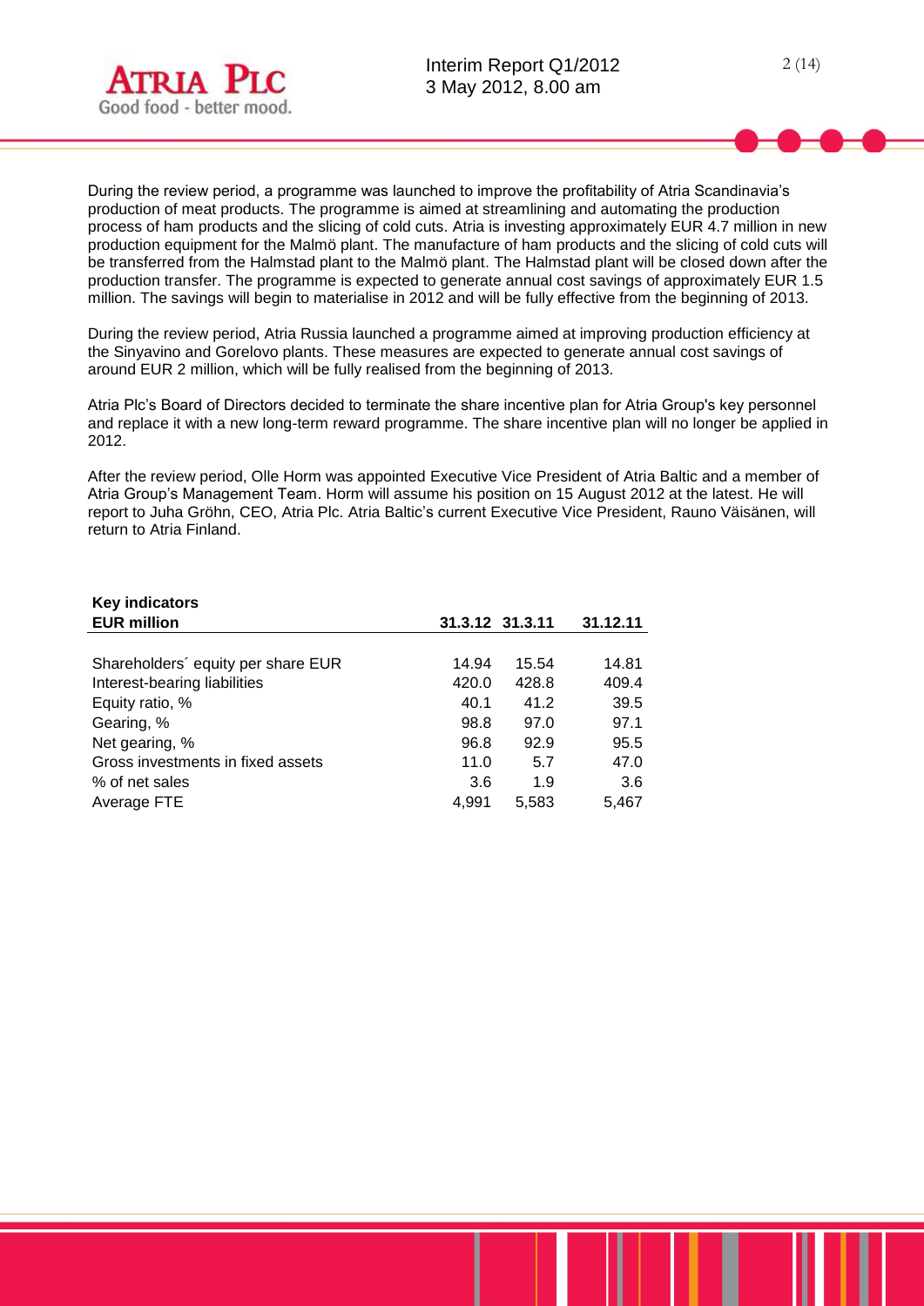During the review period, a programme was launched to improve the profitability of Atria Scandinavia's production of meat products. The programme is aimed at streamlining and automating the production process of ham products and the slicing of cold cuts. Atria is investing approximately EUR 4.7 million in new production equipment for the Malmö plant. The manufacture of ham products and the slicing of cold cuts will be transferred from the Halmstad plant to the Malmö plant. The Halmstad plant will be closed down after the production transfer. The programme is expected to generate annual cost savings of approximately EUR 1.5 million. The savings will begin to materialise in 2012 and will be fully effective from the beginning of 2013.

During the review period, Atria Russia launched a programme aimed at improving production efficiency at the Sinyavino and Gorelovo plants. These measures are expected to generate annual cost savings of around EUR 2 million, which will be fully realised from the beginning of 2013.

Atria Plc's Board of Directors decided to terminate the share incentive plan for Atria Group's key personnel and replace it with a new long-term reward programme. The share incentive plan will no longer be applied in 2012.

After the review period, Olle Horm was appointed Executive Vice President of Atria Baltic and a member of Atria Group's Management Team. Horm will assume his position on 15 August 2012 at the latest. He will report to Juha Gröhn, CEO, Atria Plc. Atria Baltic's current Executive Vice President, Rauno Väisänen, will return to Atria Finland.

| **Key indicators**<br>**EUR million** | **31.3.12** | **31.3.11** | **31.12.11** |
|---|---|---|---|
| Shareholders´ equity per share EUR | 14.94 | 15.54 | 14.81 |
| Interest-bearing liabilities | 420.0 | 428.8 | 409.4 |
| Equity ratio, % | 40.1 | 41.2 | 39.5 |
| Gearing, % | 98.8 | 97.0 | 97.1 |
| Net gearing, % | 96.8 | 92.9 | 95.5 |
| Gross investments in fixed assets | 11.0 | 5.7 | 47.0 |
| % of net sales | 3.6 | 1.9 | 3.6 |
| Average FTE | 4,991 | 5,583 | 5,467 |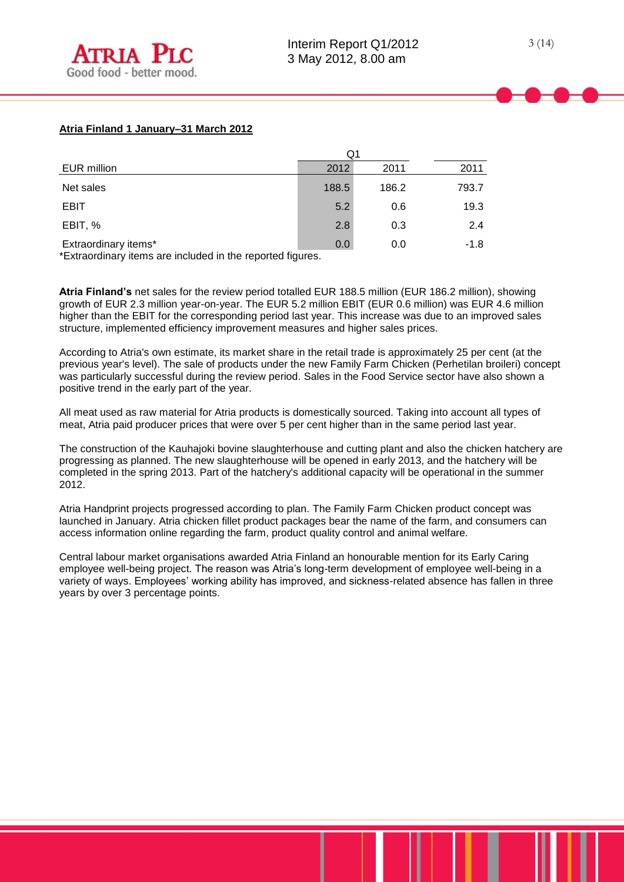**Atria Finland 1 January–31 March 2012**

| EUR million | Q1 2012 | Q1 2011 | 2011 |
| --- | --- | --- | --- |
| Net sales | 188.5 | 186.2 | 793.7 |
| EBIT | 5.2 | 0.6 | 19.3 |
| EBIT, % | 2.8 | 0.3 | 2.4 |
| Extraordinary items* | 0.0 | 0.0 | -1.8 |

*Extraordinary items are included in the reported figures.

**Atria Finland's** net sales for the review period totalled EUR 188.5 million (EUR 186.2 million), showing growth of EUR 2.3 million year-on-year. The EUR 5.2 million EBIT (EUR 0.6 million) was EUR 4.6 million higher than the EBIT for the corresponding period last year. This increase was due to an improved sales structure, implemented efficiency improvement measures and higher sales prices.

According to Atria's own estimate, its market share in the retail trade is approximately 25 per cent (at the previous year's level). The sale of products under the new Family Farm Chicken (Perhetilan broileri) concept was particularly successful during the review period. Sales in the Food Service sector have also shown a positive trend in the early part of the year.

All meat used as raw material for Atria products is domestically sourced. Taking into account all types of meat, Atria paid producer prices that were over 5 per cent higher than in the same period last year.

The construction of the Kauhajoki bovine slaughterhouse and cutting plant and also the chicken hatchery are progressing as planned. The new slaughterhouse will be opened in early 2013, and the hatchery will be completed in the spring 2013. Part of the hatchery's additional capacity will be operational in the summer 2012.

Atria Handprint projects progressed according to plan. The Family Farm Chicken product concept was launched in January. Atria chicken fillet product packages bear the name of the farm, and consumers can access information online regarding the farm, product quality control and animal welfare.

Central labour market organisations awarded Atria Finland an honourable mention for its Early Caring employee well-being project. The reason was Atria's long-term development of employee well-being in a variety of ways. Employees' working ability has improved, and sickness-related absence has fallen in three years by over 3 percentage points.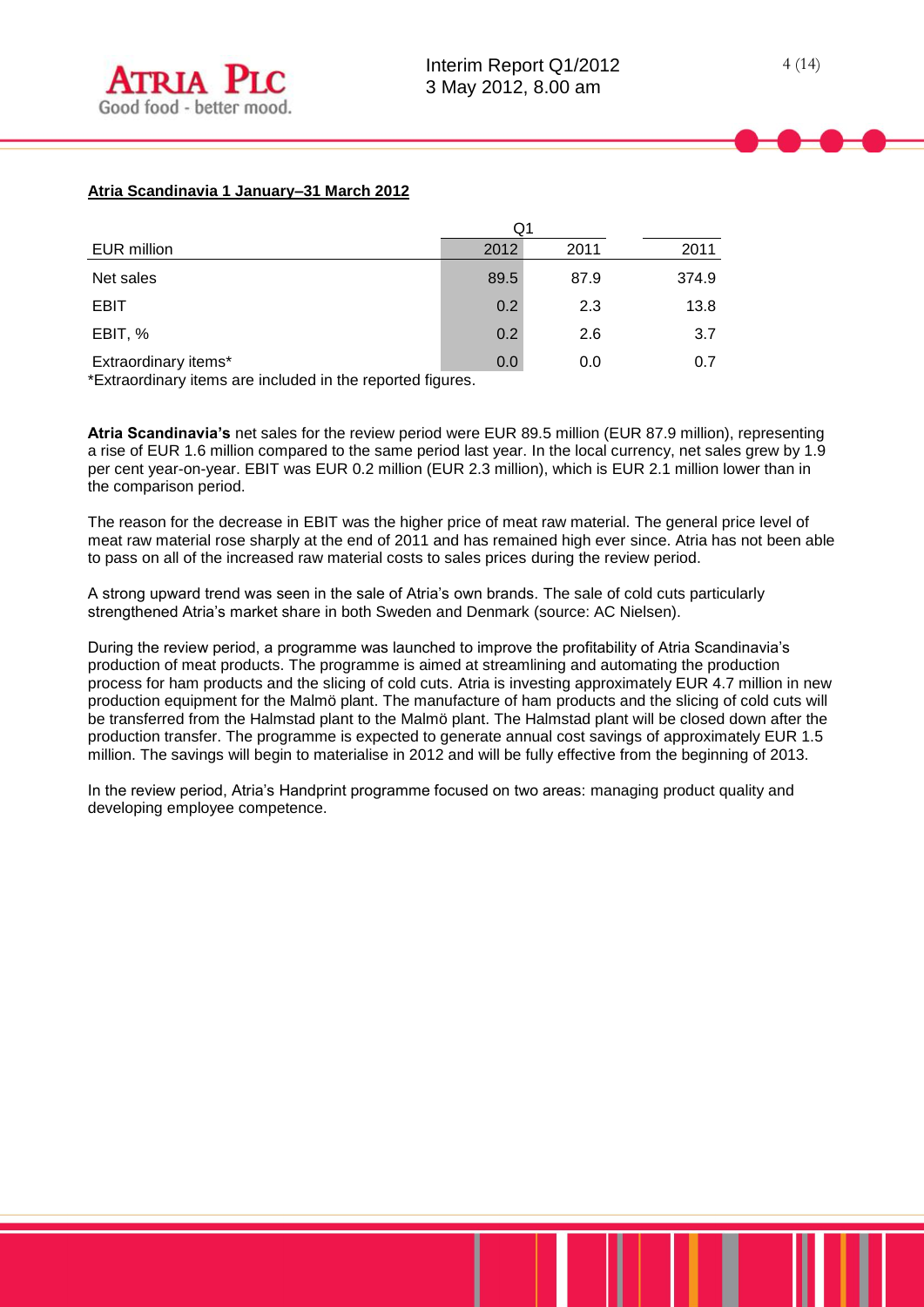**Atria Scandinavia 1 January–31 March 2012**

| | Q1 | | |
|---|---|---|---|
| EUR million | 2012 | 2011 | 2011 |
| Net sales | 89.5 | 87.9 | 374.9 |
| EBIT | 0.2 | 2.3 | 13.8 |
| EBIT, % | 0.2 | 2.6 | 3.7 |
| Extraordinary items* | 0.0 | 0.0 | 0.7 |

*Extraordinary items are included in the reported figures.

**Atria Scandinavia's** net sales for the review period were EUR 89.5 million (EUR 87.9 million), representing a rise of EUR 1.6 million compared to the same period last year. In the local currency, net sales grew by 1.9 per cent year-on-year. EBIT was EUR 0.2 million (EUR 2.3 million), which is EUR 2.1 million lower than in the comparison period.

The reason for the decrease in EBIT was the higher price of meat raw material. The general price level of meat raw material rose sharply at the end of 2011 and has remained high ever since. Atria has not been able to pass on all of the increased raw material costs to sales prices during the review period.

A strong upward trend was seen in the sale of Atria's own brands. The sale of cold cuts particularly strengthened Atria's market share in both Sweden and Denmark (source: AC Nielsen).

During the review period, a programme was launched to improve the profitability of Atria Scandinavia's production of meat products. The programme is aimed at streamlining and automating the production process for ham products and the slicing of cold cuts. Atria is investing approximately EUR 4.7 million in new production equipment for the Malmö plant. The manufacture of ham products and the slicing of cold cuts will be transferred from the Halmstad plant to the Malmö plant. The Halmstad plant will be closed down after the production transfer. The programme is expected to generate annual cost savings of approximately EUR 1.5 million. The savings will begin to materialise in 2012 and will be fully effective from the beginning of 2013.

In the review period, Atria's Handprint programme focused on two areas: managing product quality and developing employee competence.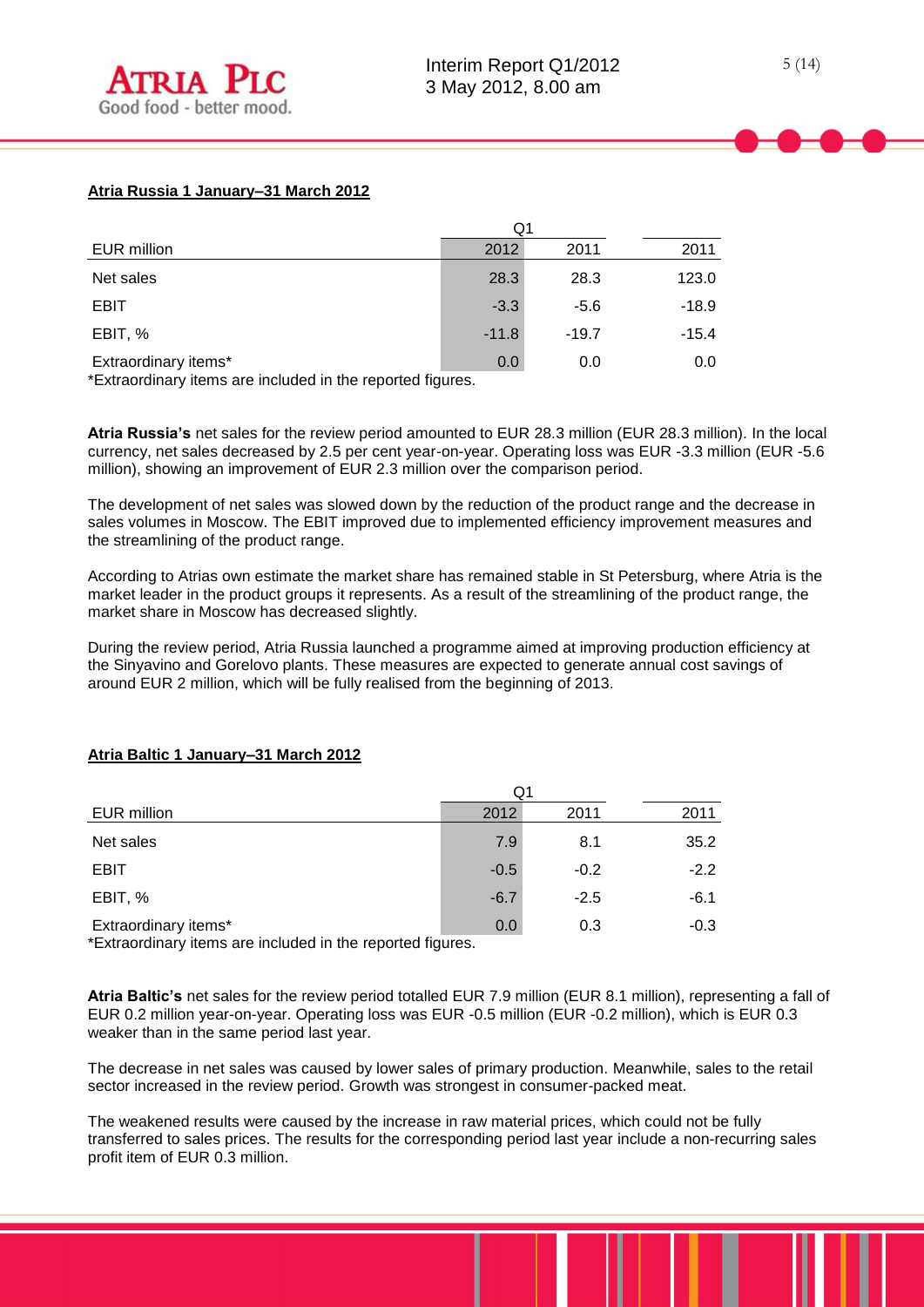## Atria Russia 1 January–31 March 2012

| EUR million | Q1 2012 | Q1 2011 | 2011 |
|---|---|---|---|
| Net sales | 28.3 | 28.3 | 123.0 |
| EBIT | -3.3 | -5.6 | -18.9 |
| EBIT, % | -11.8 | -19.7 | -15.4 |
| Extraordinary items* | 0.0 | 0.0 | 0.0 |

*Extraordinary items are included in the reported figures.

**Atria Russia's** net sales for the review period amounted to EUR 28.3 million (EUR 28.3 million). In the local currency, net sales decreased by 2.5 per cent year-on-year. Operating loss was EUR -3.3 million (EUR -5.6 million), showing an improvement of EUR 2.3 million over the comparison period.

The development of net sales was slowed down by the reduction of the product range and the decrease in sales volumes in Moscow. The EBIT improved due to implemented efficiency improvement measures and the streamlining of the product range.

According to Atrias own estimate the market share has remained stable in St Petersburg, where Atria is the market leader in the product groups it represents. As a result of the streamlining of the product range, the market share in Moscow has decreased slightly.

During the review period, Atria Russia launched a programme aimed at improving production efficiency at the Sinyavino and Gorelovo plants. These measures are expected to generate annual cost savings of around EUR 2 million, which will be fully realised from the beginning of 2013.

## Atria Baltic 1 January–31 March 2012

| EUR million | Q1 2012 | Q1 2011 | 2011 |
|---|---|---|---|
| Net sales | 7.9 | 8.1 | 35.2 |
| EBIT | -0.5 | -0.2 | -2.2 |
| EBIT, % | -6.7 | -2.5 | -6.1 |
| Extraordinary items* | 0.0 | 0.3 | -0.3 |

*Extraordinary items are included in the reported figures.

**Atria Baltic's** net sales for the review period totalled EUR 7.9 million (EUR 8.1 million), representing a fall of EUR 0.2 million year-on-year. Operating loss was EUR -0.5 million (EUR -0.2 million), which is EUR 0.3 weaker than in the same period last year.

The decrease in net sales was caused by lower sales of primary production. Meanwhile, sales to the retail sector increased in the review period. Growth was strongest in consumer-packed meat.

The weakened results were caused by the increase in raw material prices, which could not be fully transferred to sales prices. The results for the corresponding period last year include a non-recurring sales profit item of EUR 0.3 million.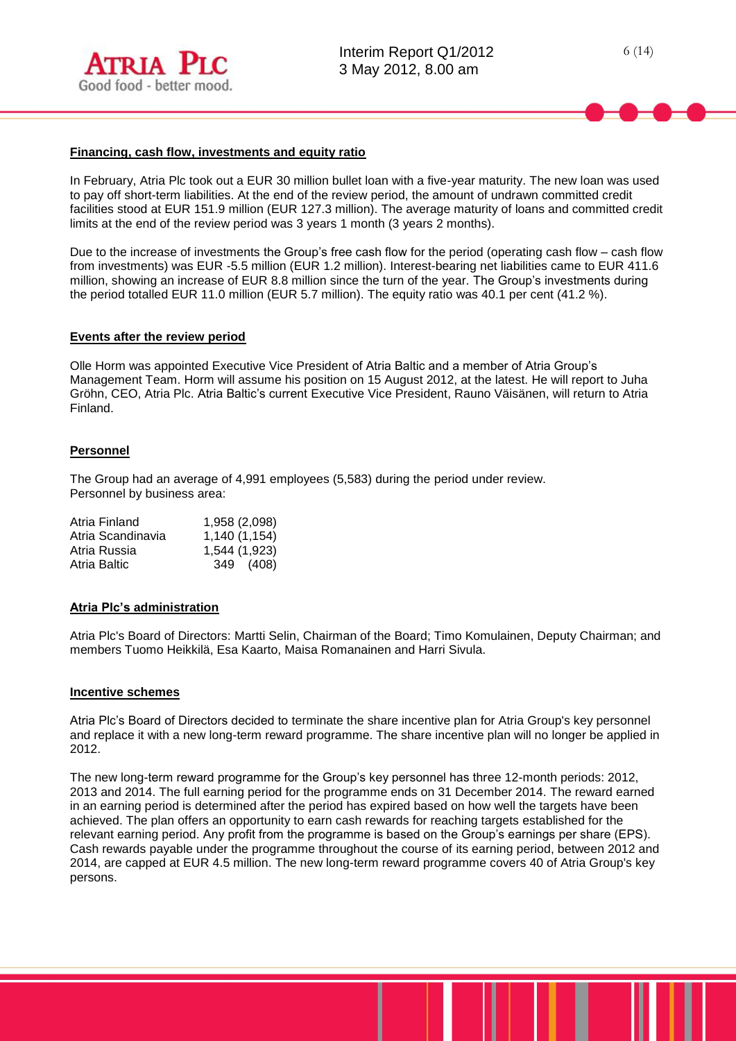## Financing, cash flow, investments and equity ratio

In February, Atria Plc took out a EUR 30 million bullet loan with a five-year maturity. The new loan was used to pay off short-term liabilities. At the end of the review period, the amount of undrawn committed credit facilities stood at EUR 151.9 million (EUR 127.3 million). The average maturity of loans and committed credit limits at the end of the review period was 3 years 1 month (3 years 2 months).

Due to the increase of investments the Group's free cash flow for the period (operating cash flow – cash flow from investments) was EUR -5.5 million (EUR 1.2 million). Interest-bearing net liabilities came to EUR 411.6 million, showing an increase of EUR 8.8 million since the turn of the year. The Group's investments during the period totalled EUR 11.0 million (EUR 5.7 million). The equity ratio was 40.1 per cent (41.2 %).

## Events after the review period

Olle Horm was appointed Executive Vice President of Atria Baltic and a member of Atria Group's Management Team. Horm will assume his position on 15 August 2012, at the latest. He will report to Juha Gröhn, CEO, Atria Plc. Atria Baltic's current Executive Vice President, Rauno Väisänen, will return to Atria Finland.

## Personnel

The Group had an average of 4,991 employees (5,583) during the period under review.
Personnel by business area:

| | |
|---|---|
| Atria Finland | 1,958 (2,098) |
| Atria Scandinavia | 1,140 (1,154) |
| Atria Russia | 1,544 (1,923) |
| Atria Baltic | 349 (408) |

## Atria Plc's administration

Atria Plc's Board of Directors: Martti Selin, Chairman of the Board; Timo Komulainen, Deputy Chairman; and members Tuomo Heikkilä, Esa Kaarto, Maisa Romanainen and Harri Sivula.

## Incentive schemes

Atria Plc's Board of Directors decided to terminate the share incentive plan for Atria Group's key personnel and replace it with a new long-term reward programme. The share incentive plan will no longer be applied in 2012.

The new long-term reward programme for the Group's key personnel has three 12-month periods: 2012, 2013 and 2014. The full earning period for the programme ends on 31 December 2014. The reward earned in an earning period is determined after the period has expired based on how well the targets have been achieved. The plan offers an opportunity to earn cash rewards for reaching targets established for the relevant earning period. Any profit from the programme is based on the Group's earnings per share (EPS). Cash rewards payable under the programme throughout the course of its earning period, between 2012 and 2014, are capped at EUR 4.5 million. The new long-term reward programme covers 40 of Atria Group's key persons.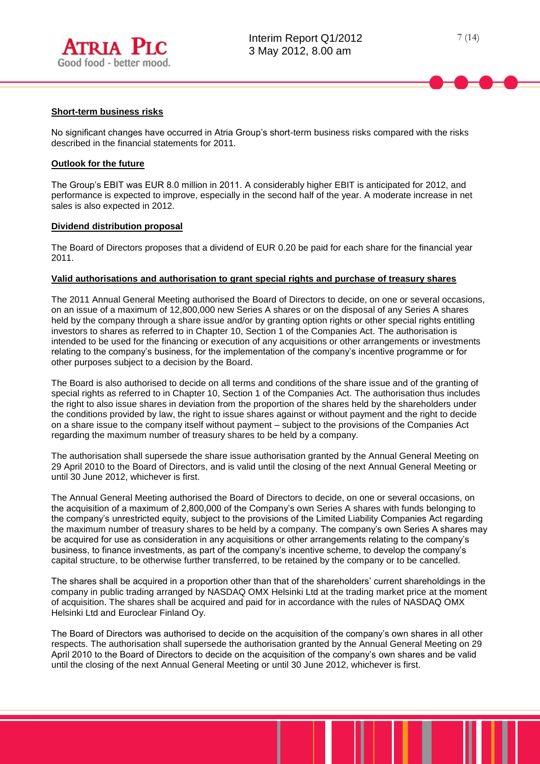## Short-term business risks

No significant changes have occurred in Atria Group's short-term business risks compared with the risks described in the financial statements for 2011.

## Outlook for the future

The Group's EBIT was EUR 8.0 million in 2011. A considerably higher EBIT is anticipated for 2012, and performance is expected to improve, especially in the second half of the year. A moderate increase in net sales is also expected in 2012.

## Dividend distribution proposal

The Board of Directors proposes that a dividend of EUR 0.20 be paid for each share for the financial year 2011.

## Valid authorisations and authorisation to grant special rights and purchase of treasury shares

The 2011 Annual General Meeting authorised the Board of Directors to decide, on one or several occasions, on an issue of a maximum of 12,800,000 new Series A shares or on the disposal of any Series A shares held by the company through a share issue and/or by granting option rights or other special rights entitling investors to shares as referred to in Chapter 10, Section 1 of the Companies Act. The authorisation is intended to be used for the financing or execution of any acquisitions or other arrangements or investments relating to the company's business, for the implementation of the company's incentive programme or for other purposes subject to a decision by the Board.

The Board is also authorised to decide on all terms and conditions of the share issue and of the granting of special rights as referred to in Chapter 10, Section 1 of the Companies Act. The authorisation thus includes the right to also issue shares in deviation from the proportion of the shares held by the shareholders under the conditions provided by law, the right to issue shares against or without payment and the right to decide on a share issue to the company itself without payment – subject to the provisions of the Companies Act regarding the maximum number of treasury shares to be held by a company.

The authorisation shall supersede the share issue authorisation granted by the Annual General Meeting on 29 April 2010 to the Board of Directors, and is valid until the closing of the next Annual General Meeting or until 30 June 2012, whichever is first.

The Annual General Meeting authorised the Board of Directors to decide, on one or several occasions, on the acquisition of a maximum of 2,800,000 of the Company's own Series A shares with funds belonging to the company's unrestricted equity, subject to the provisions of the Limited Liability Companies Act regarding the maximum number of treasury shares to be held by a company. The company's own Series A shares may be acquired for use as consideration in any acquisitions or other arrangements relating to the company's business, to finance investments, as part of the company's incentive scheme, to develop the company's capital structure, to be otherwise further transferred, to be retained by the company or to be cancelled.

The shares shall be acquired in a proportion other than that of the shareholders' current shareholdings in the company in public trading arranged by NASDAQ OMX Helsinki Ltd at the trading market price at the moment of acquisition. The shares shall be acquired and paid for in accordance with the rules of NASDAQ OMX Helsinki Ltd and Euroclear Finland Oy.

The Board of Directors was authorised to decide on the acquisition of the company's own shares in all other respects. The authorisation shall supersede the authorisation granted by the Annual General Meeting on 29 April 2010 to the Board of Directors to decide on the acquisition of the company's own shares and be valid until the closing of the next Annual General Meeting or until 30 June 2012, whichever is first.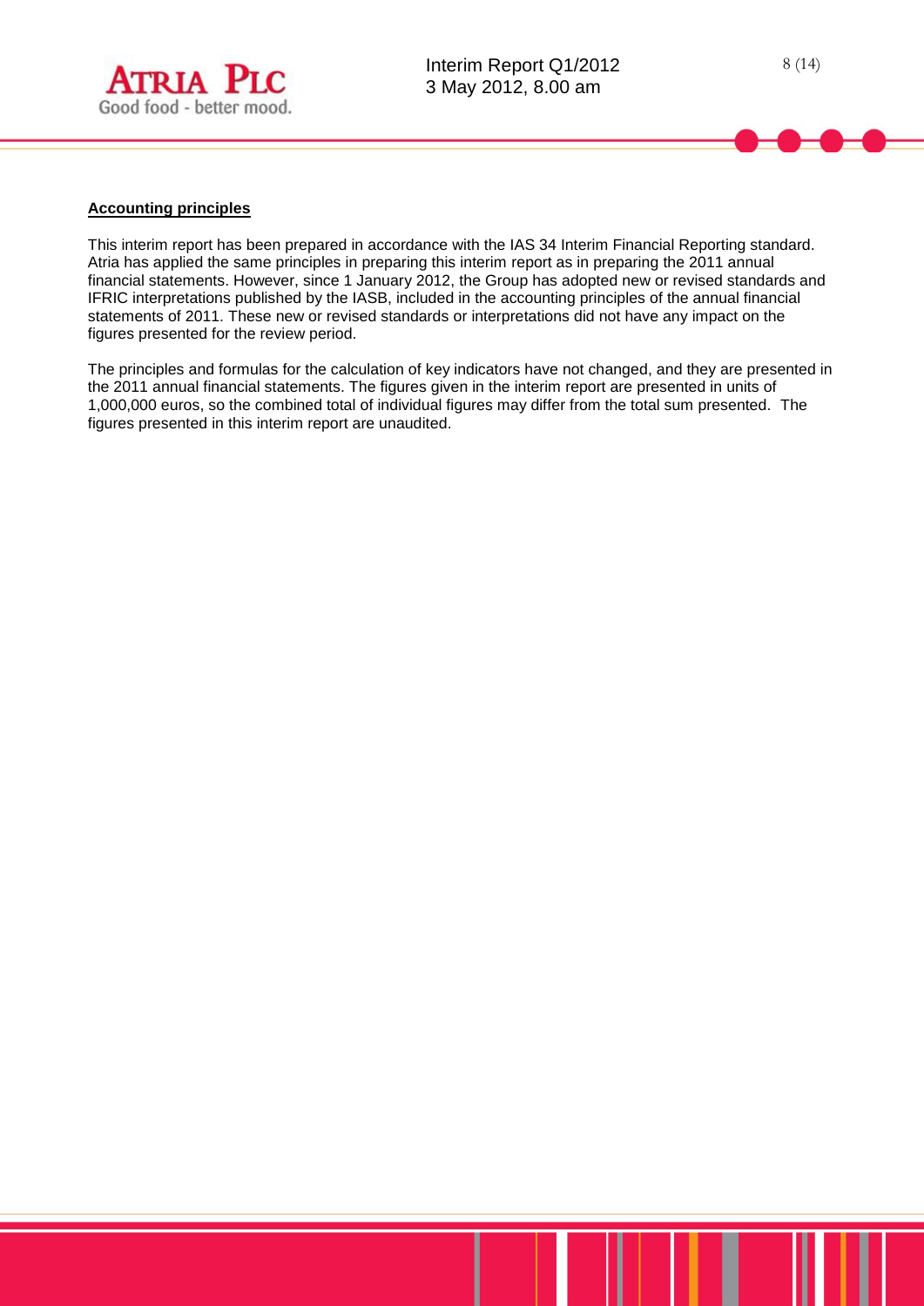**Accounting principles**

This interim report has been prepared in accordance with the IAS 34 Interim Financial Reporting standard. Atria has applied the same principles in preparing this interim report as in preparing the 2011 annual financial statements. However, since 1 January 2012, the Group has adopted new or revised standards and IFRIC interpretations published by the IASB, included in the accounting principles of the annual financial statements of 2011. These new or revised standards or interpretations did not have any impact on the figures presented for the review period.

The principles and formulas for the calculation of key indicators have not changed, and they are presented in the 2011 annual financial statements. The figures given in the interim report are presented in units of 1,000,000 euros, so the combined total of individual figures may differ from the total sum presented. The figures presented in this interim report are unaudited.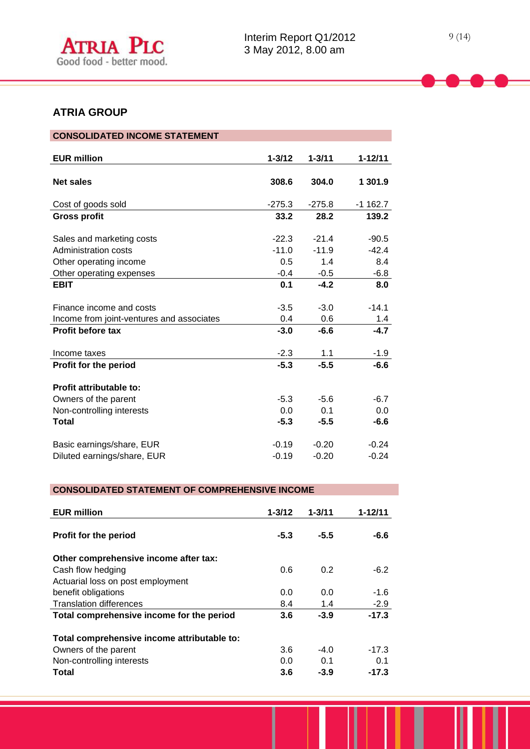## ATRIA GROUP

### CONSOLIDATED INCOME STATEMENT

| EUR million | 1-3/12 | 1-3/11 | 1-12/11 |
|---|---|---|---|
| **Net sales** | **308.6** | **304.0** | **1 301.9** |
| Cost of goods sold | -275.3 | -275.8 | -1 162.7 |
| **Gross profit** | **33.2** | **28.2** | **139.2** |
| Sales and marketing costs | -22.3 | -21.4 | -90.5 |
| Administration costs | -11.0 | -11.9 | -42.4 |
| Other operating income | 0.5 | 1.4 | 8.4 |
| Other operating expenses | -0.4 | -0.5 | -6.8 |
| **EBIT** | **0.1** | **-4.2** | **8.0** |
| Finance income and costs | -3.5 | -3.0 | -14.1 |
| Income from joint-ventures and associates | 0.4 | 0.6 | 1.4 |
| **Profit before tax** | **-3.0** | **-6.6** | **-4.7** |
| Income taxes | -2.3 | 1.1 | -1.9 |
| **Profit for the period** | **-5.3** | **-5.5** | **-6.6** |
| **Profit attributable to:** | | | |
| Owners of the parent | -5.3 | -5.6 | -6.7 |
| Non-controlling interests | 0.0 | 0.1 | 0.0 |
| **Total** | **-5.3** | **-5.5** | **-6.6** |
| Basic earnings/share, EUR | -0.19 | -0.20 | -0.24 |
| Diluted earnings/share, EUR | -0.19 | -0.20 | -0.24 |

### CONSOLIDATED STATEMENT OF COMPREHENSIVE INCOME

| EUR million | 1-3/12 | 1-3/11 | 1-12/11 |
|---|---|---|---|
| **Profit for the period** | **-5.3** | **-5.5** | **-6.6** |
| **Other comprehensive income after tax:** | | | |
| Cash flow hedging | 0.6 | 0.2 | -6.2 |
| Actuarial loss on post employment benefit obligations | 0.0 | 0.0 | -1.6 |
| Translation differences | 8.4 | 1.4 | -2.9 |
| **Total comprehensive income for the period** | **3.6** | **-3.9** | **-17.3** |
| **Total comprehensive income attributable to:** | | | |
| Owners of the parent | 3.6 | -4.0 | -17.3 |
| Non-controlling interests | 0.0 | 0.1 | 0.1 |
| **Total** | **3.6** | **-3.9** | **-17.3** |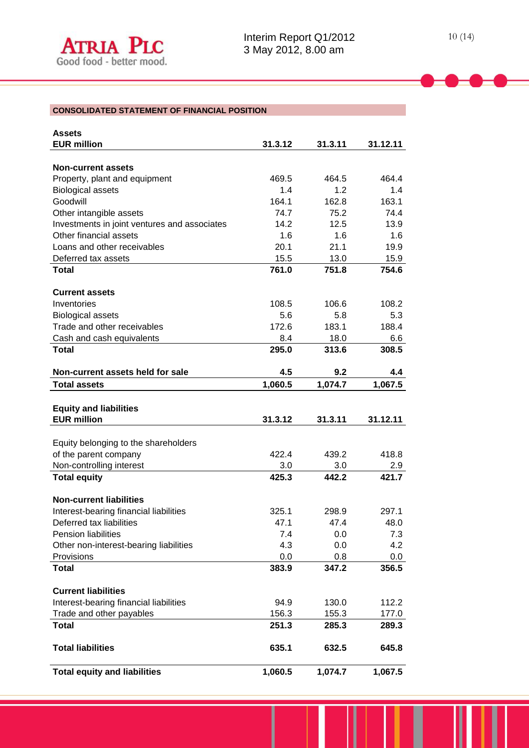## CONSOLIDATED STATEMENT OF FINANCIAL POSITION

| **Assets**<br>**EUR million** | **31.3.12** | **31.3.11** | **31.12.11** |
|---|---|---|---|
| **Non-current assets** | | | |
| Property, plant and equipment | 469.5 | 464.5 | 464.4 |
| Biological assets | 1.4 | 1.2 | 1.4 |
| Goodwill | 164.1 | 162.8 | 163.1 |
| Other intangible assets | 74.7 | 75.2 | 74.4 |
| Investments in joint ventures and associates | 14.2 | 12.5 | 13.9 |
| Other financial assets | 1.6 | 1.6 | 1.6 |
| Loans and other receivables | 20.1 | 21.1 | 19.9 |
| Deferred tax assets | 15.5 | 13.0 | 15.9 |
| **Total** | **761.0** | **751.8** | **754.6** |
| **Current assets** | | | |
| Inventories | 108.5 | 106.6 | 108.2 |
| Biological assets | 5.6 | 5.8 | 5.3 |
| Trade and other receivables | 172.6 | 183.1 | 188.4 |
| Cash and cash equivalents | 8.4 | 18.0 | 6.6 |
| **Total** | **295.0** | **313.6** | **308.5** |
| **Non-current assets held for sale** | **4.5** | **9.2** | **4.4** |
| **Total assets** | **1,060.5** | **1,074.7** | **1,067.5** |

| **Equity and liabilities**<br>**EUR million** | **31.3.12** | **31.3.11** | **31.12.11** |
|---|---|---|---|
| Equity belonging to the shareholders of the parent company | 422.4 | 439.2 | 418.8 |
| Non-controlling interest | 3.0 | 3.0 | 2.9 |
| **Total equity** | **425.3** | **442.2** | **421.7** |
| **Non-current liabilities** | | | |
| Interest-bearing financial liabilities | 325.1 | 298.9 | 297.1 |
| Deferred tax liabilities | 47.1 | 47.4 | 48.0 |
| Pension liabilities | 7.4 | 0.0 | 7.3 |
| Other non-interest-bearing liabilities | 4.3 | 0.0 | 4.2 |
| Provisions | 0.0 | 0.8 | 0.0 |
| **Total** | **383.9** | **347.2** | **356.5** |
| **Current liabilities** | | | |
| Interest-bearing financial liabilities | 94.9 | 130.0 | 112.2 |
| Trade and other payables | 156.3 | 155.3 | 177.0 |
| **Total** | **251.3** | **285.3** | **289.3** |
| **Total liabilities** | **635.1** | **632.5** | **645.8** |
| **Total equity and liabilities** | **1,060.5** | **1,074.7** | **1,067.5** |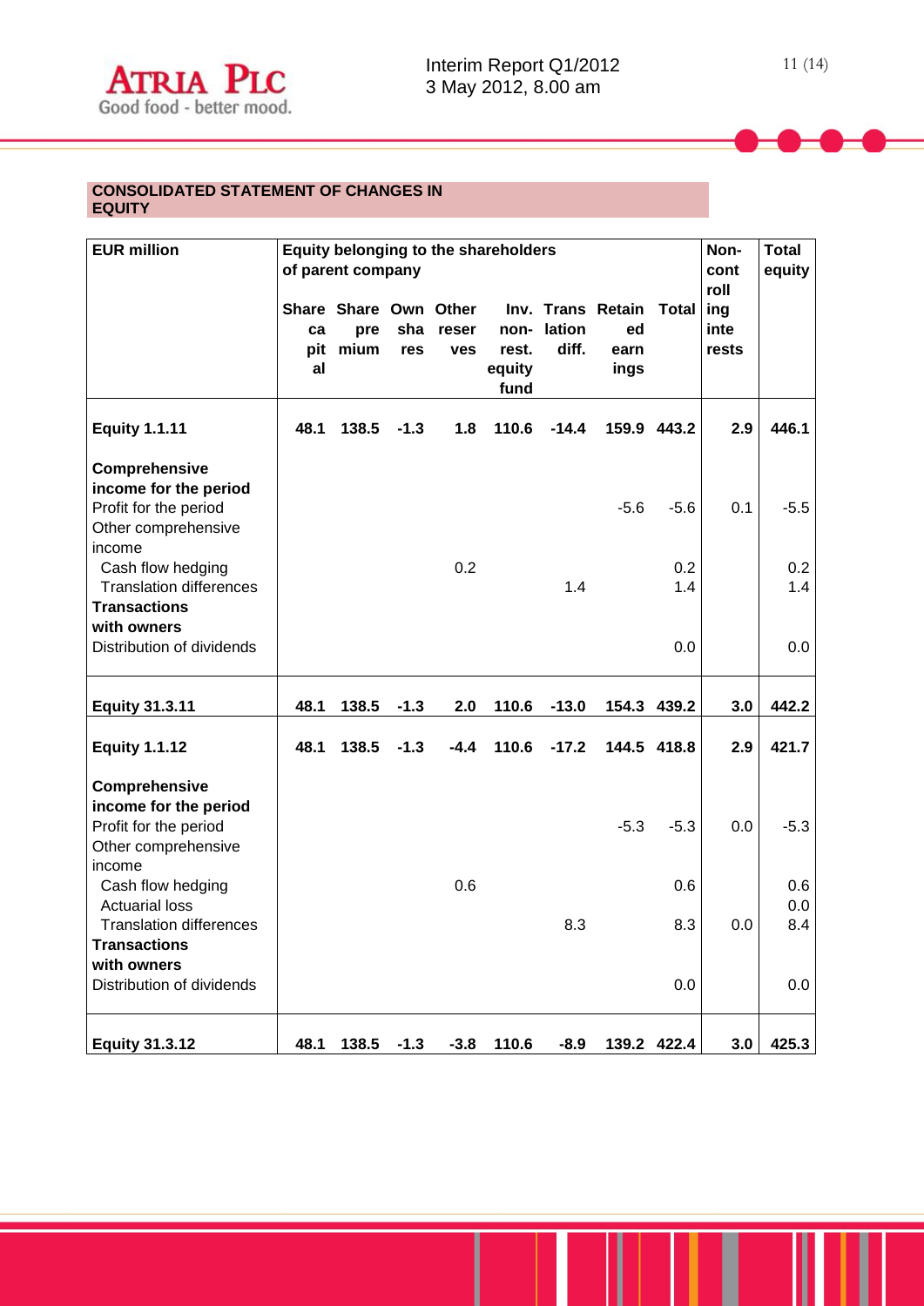## CONSOLIDATED STATEMENT OF CHANGES IN EQUITY

| EUR million | Equity belonging to the shareholders of parent company | | | | | | | | Non-controlling interests | Total equity |
|---|---|---|---|---|---|---|---|---|---|---|
| | Share capital | Share premium | Own shares | Other reserves | Inv. non-rest. equity fund | Translation diff. | Retained earnings | Total | | |
| **Equity 1.1.11** | **48.1** | **138.5** | **-1.3** | **1.8** | **110.6** | **-14.4** | **159.9** | **443.2** | **2.9** | **446.1** |
| **Comprehensive income for the period** | | | | | | | | | | |
| Profit for the period | | | | | | | -5.6 | -5.6 | 0.1 | -5.5 |
| Other comprehensive income | | | | | | | | | | |
| Cash flow hedging | | | | 0.2 | | | | 0.2 | | 0.2 |
| Translation differences | | | | | | 1.4 | | 1.4 | | 1.4 |
| **Transactions with owners** | | | | | | | | | | |
| Distribution of dividends | | | | | | | | 0.0 | | 0.0 |
| **Equity 31.3.11** | **48.1** | **138.5** | **-1.3** | **2.0** | **110.6** | **-13.0** | **154.3** | **439.2** | **3.0** | **442.2** |
| **Equity 1.1.12** | **48.1** | **138.5** | **-1.3** | **-4.4** | **110.6** | **-17.2** | **144.5** | **418.8** | **2.9** | **421.7** |
| **Comprehensive income for the period** | | | | | | | | | | |
| Profit for the period | | | | | | | -5.3 | -5.3 | 0.0 | -5.3 |
| Other comprehensive income | | | | | | | | | | |
| Cash flow hedging | | | | 0.6 | | | | 0.6 | | 0.6 |
| Actuarial loss | | | | | | | | | | 0.0 |
| Translation differences | | | | | | 8.3 | | 8.3 | 0.0 | 8.4 |
| **Transactions with owners** | | | | | | | | | | |
| Distribution of dividends | | | | | | | | 0.0 | | 0.0 |
| **Equity 31.3.12** | **48.1** | **138.5** | **-1.3** | **-3.8** | **110.6** | **-8.9** | **139.2** | **422.4** | **3.0** | **425.3** |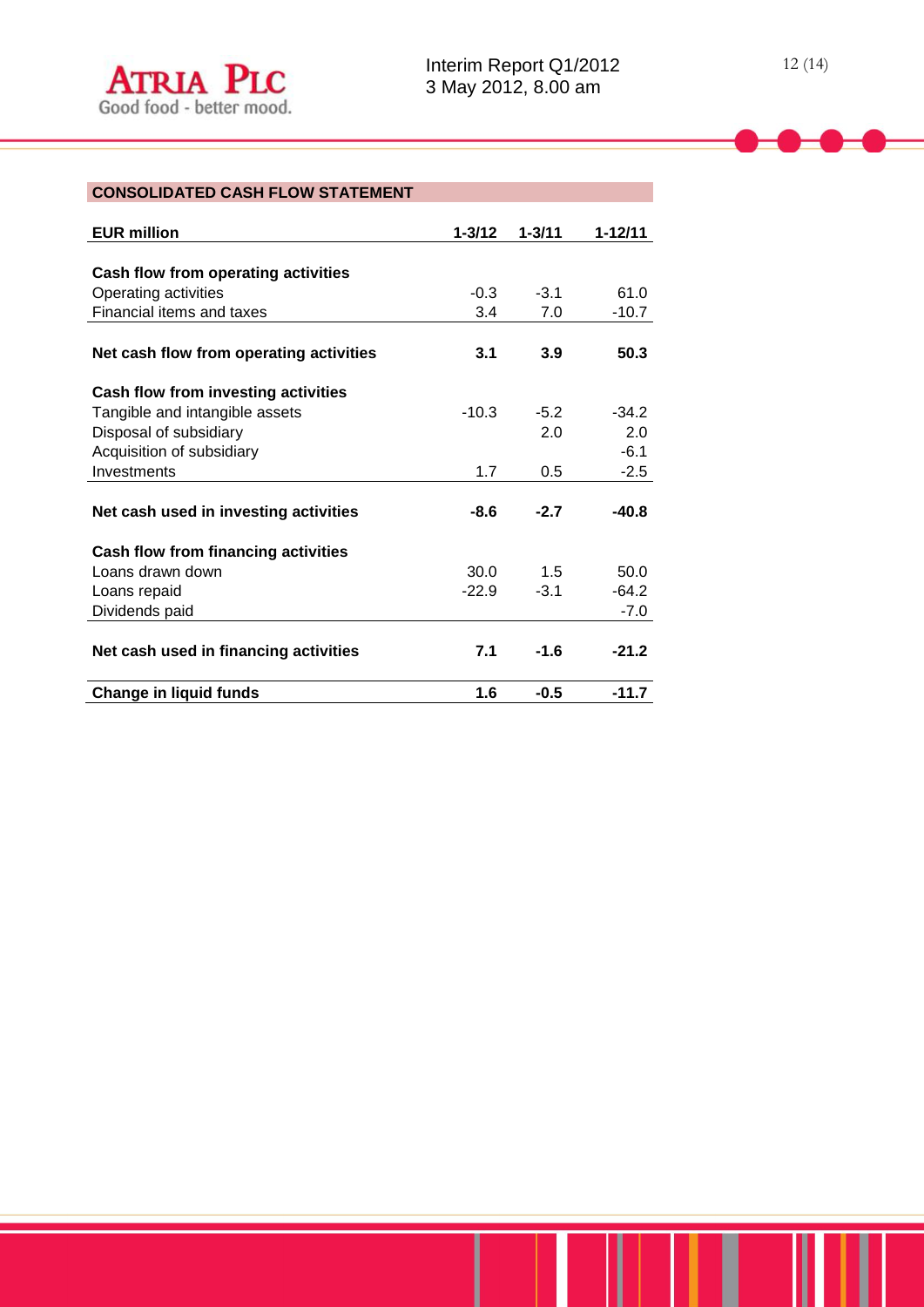## CONSOLIDATED CASH FLOW STATEMENT

| EUR million | 1-3/12 | 1-3/11 | 1-12/11 |
|---|---|---|---|
| **Cash flow from operating activities** | | | |
| Operating activities | -0.3 | -3.1 | 61.0 |
| Financial items and taxes | 3.4 | 7.0 | -10.7 |
| **Net cash flow from operating activities** | **3.1** | **3.9** | **50.3** |
| **Cash flow from investing activities** | | | |
| Tangible and intangible assets | -10.3 | -5.2 | -34.2 |
| Disposal of subsidiary | | 2.0 | 2.0 |
| Acquisition of subsidiary | | | -6.1 |
| Investments | 1.7 | 0.5 | -2.5 |
| **Net cash used in investing activities** | **-8.6** | **-2.7** | **-40.8** |
| **Cash flow from financing activities** | | | |
| Loans drawn down | 30.0 | 1.5 | 50.0 |
| Loans repaid | -22.9 | -3.1 | -64.2 |
| Dividends paid | | | -7.0 |
| **Net cash used in financing activities** | **7.1** | **-1.6** | **-21.2** |
| **Change in liquid funds** | **1.6** | **-0.5** | **-11.7** |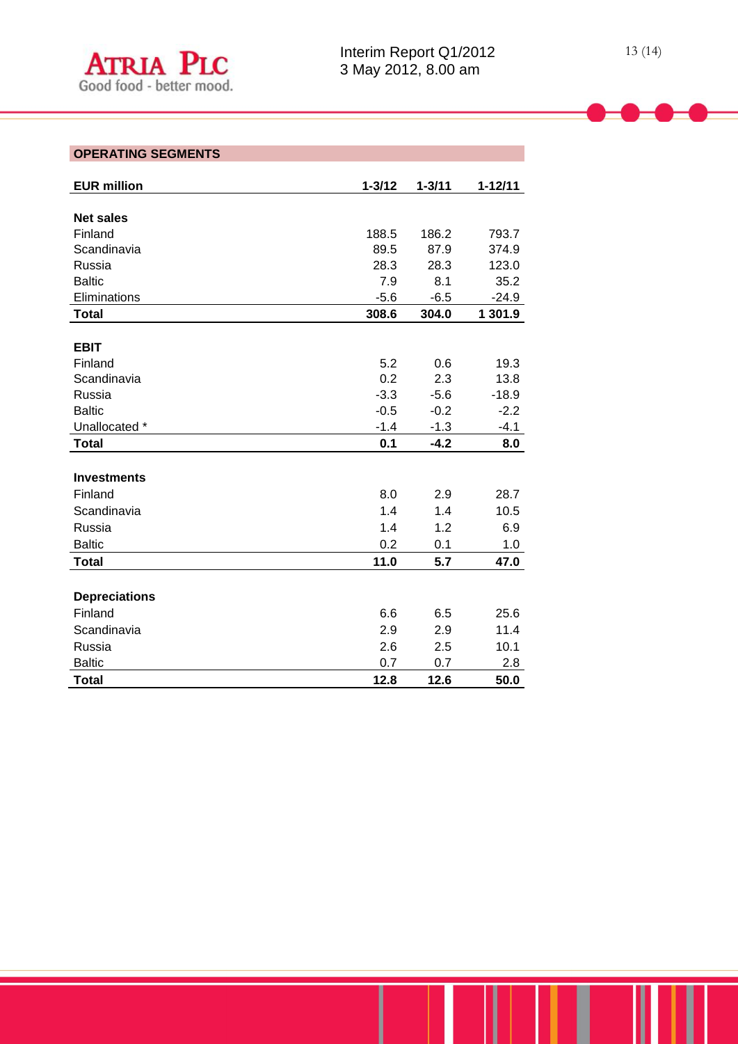## OPERATING SEGMENTS

| EUR million | 1-3/12 | 1-3/11 | 1-12/11 |
|---|---|---|---|
| **Net sales** | | | |
| Finland | 188.5 | 186.2 | 793.7 |
| Scandinavia | 89.5 | 87.9 | 374.9 |
| Russia | 28.3 | 28.3 | 123.0 |
| Baltic | 7.9 | 8.1 | 35.2 |
| Eliminations | -5.6 | -6.5 | -24.9 |
| **Total** | **308.6** | **304.0** | **1 301.9** |
| **EBIT** | | | |
| Finland | 5.2 | 0.6 | 19.3 |
| Scandinavia | 0.2 | 2.3 | 13.8 |
| Russia | -3.3 | -5.6 | -18.9 |
| Baltic | -0.5 | -0.2 | -2.2 |
| Unallocated * | -1.4 | -1.3 | -4.1 |
| **Total** | **0.1** | **-4.2** | **8.0** |
| **Investments** | | | |
| Finland | 8.0 | 2.9 | 28.7 |
| Scandinavia | 1.4 | 1.4 | 10.5 |
| Russia | 1.4 | 1.2 | 6.9 |
| Baltic | 0.2 | 0.1 | 1.0 |
| **Total** | **11.0** | **5.7** | **47.0** |
| **Depreciations** | | | |
| Finland | 6.6 | 6.5 | 25.6 |
| Scandinavia | 2.9 | 2.9 | 11.4 |
| Russia | 2.6 | 2.5 | 10.1 |
| Baltic | 0.7 | 0.7 | 2.8 |
| **Total** | **12.8** | **12.6** | **50.0** |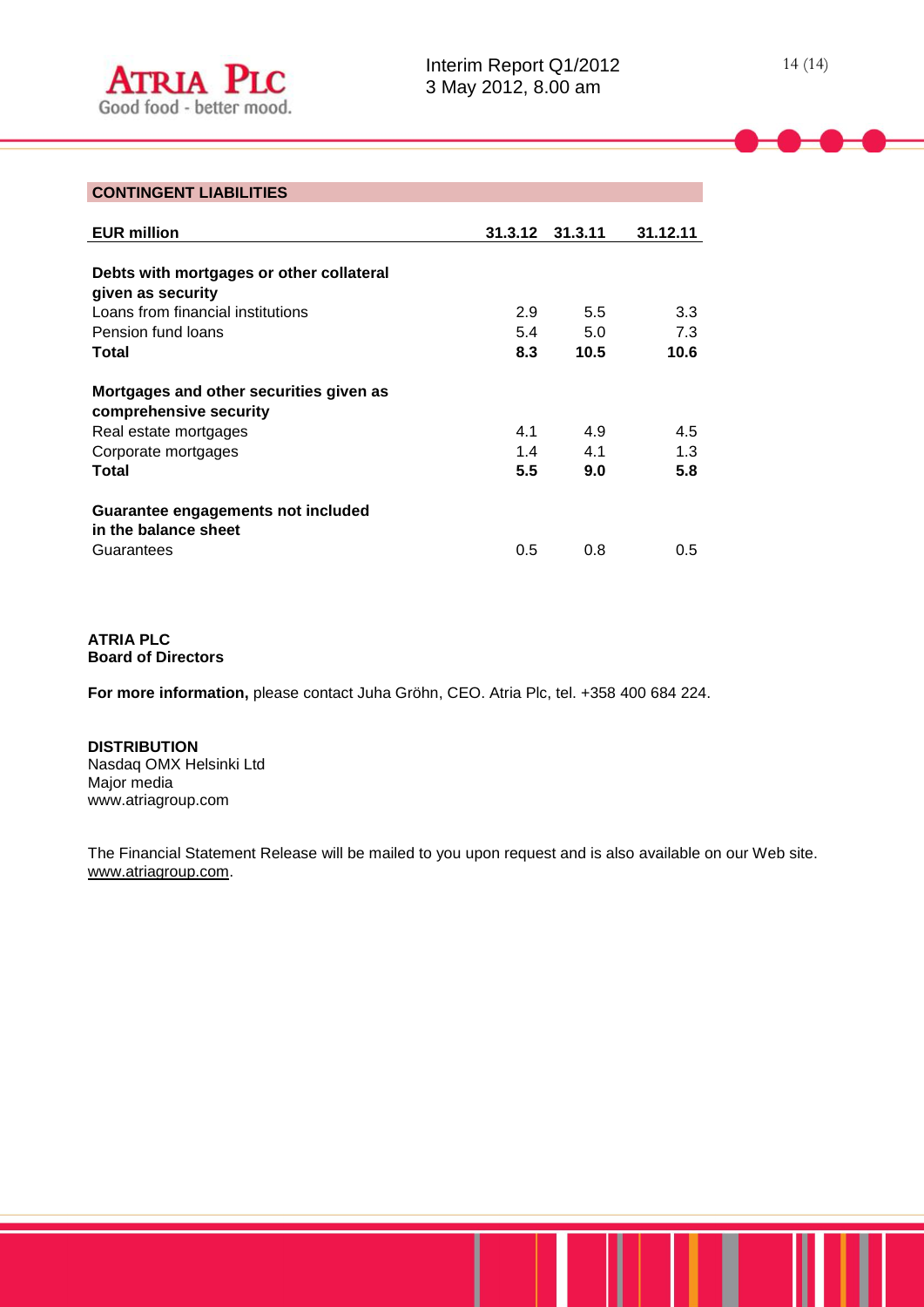## CONTINGENT LIABILITIES

| EUR million | 31.3.12 | 31.3.11 | 31.12.11 |
|---|---|---|---|
| **Debts with mortgages or other collateral given as security** | | | |
| Loans from financial institutions | 2.9 | 5.5 | 3.3 |
| Pension fund loans | 5.4 | 5.0 | 7.3 |
| **Total** | **8.3** | **10.5** | **10.6** |
| **Mortgages and other securities given as comprehensive security** | | | |
| Real estate mortgages | 4.1 | 4.9 | 4.5 |
| Corporate mortgages | 1.4 | 4.1 | 1.3 |
| **Total** | **5.5** | **9.0** | **5.8** |
| **Guarantee engagements not included in the balance sheet** | | | |
| Guarantees | 0.5 | 0.8 | 0.5 |

**ATRIA PLC**
**Board of Directors**

**For more information,** please contact Juha Gröhn, CEO. Atria Plc, tel. +358 400 684 224.

**DISTRIBUTION**
Nasdaq OMX Helsinki Ltd
Major media
www.atriagroup.com

The Financial Statement Release will be mailed to you upon request and is also available on our Web site. www.atriagroup.com.